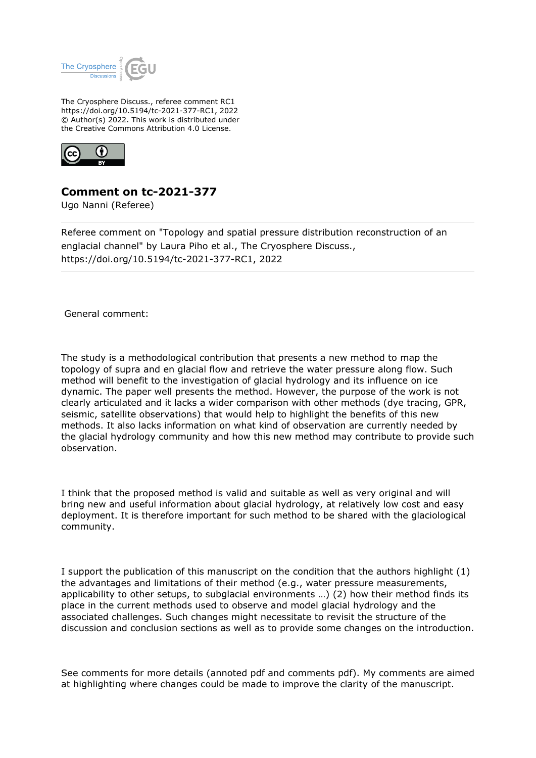The Cryosphere Discuss., referee comment RC1
https://doi.org/10.5194/tc-2021-377-RC1, 2022
© Author(s) 2022. This work is distributed under
the Creative Commons Attribution 4.0 License.

# Comment on tc-2021-377

Ugo Nanni (Referee)

Referee comment on "Topology and spatial pressure distribution reconstruction of an englacial channel" by Laura Piho et al., The Cryosphere Discuss., https://doi.org/10.5194/tc-2021-377-RC1, 2022

General comment:

The study is a methodological contribution that presents a new method to map the topology of supra and en glacial flow and retrieve the water pressure along flow. Such method will benefit to the investigation of glacial hydrology and its influence on ice dynamic. The paper well presents the method. However, the purpose of the work is not clearly articulated and it lacks a wider comparison with other methods (dye tracing, GPR, seismic, satellite observations) that would help to highlight the benefits of this new methods. It also lacks information on what kind of observation are currently needed by the glacial hydrology community and how this new method may contribute to provide such observation.

I think that the proposed method is valid and suitable as well as very original and will bring new and useful information about glacial hydrology, at relatively low cost and easy deployment. It is therefore important for such method to be shared with the glaciological community.

I support the publication of this manuscript on the condition that the authors highlight (1) the advantages and limitations of their method (e.g., water pressure measurements, applicability to other setups, to subglacial environments …) (2) how their method finds its place in the current methods used to observe and model glacial hydrology and the associated challenges. Such changes might necessitate to revisit the structure of the discussion and conclusion sections as well as to provide some changes on the introduction.

See comments for more details (annoted pdf and comments pdf). My comments are aimed at highlighting where changes could be made to improve the clarity of the manuscript.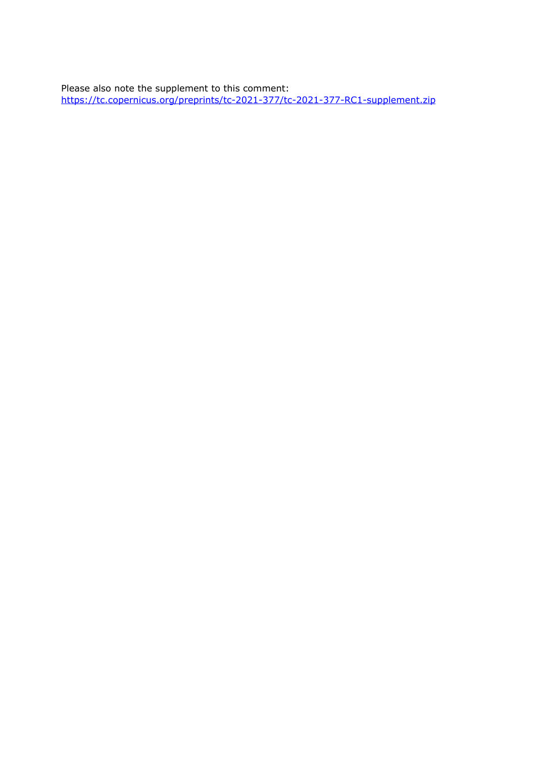Please also note the supplement to this comment:
https://tc.copernicus.org/preprints/tc-2021-377/tc-2021-377-RC1-supplement.zip